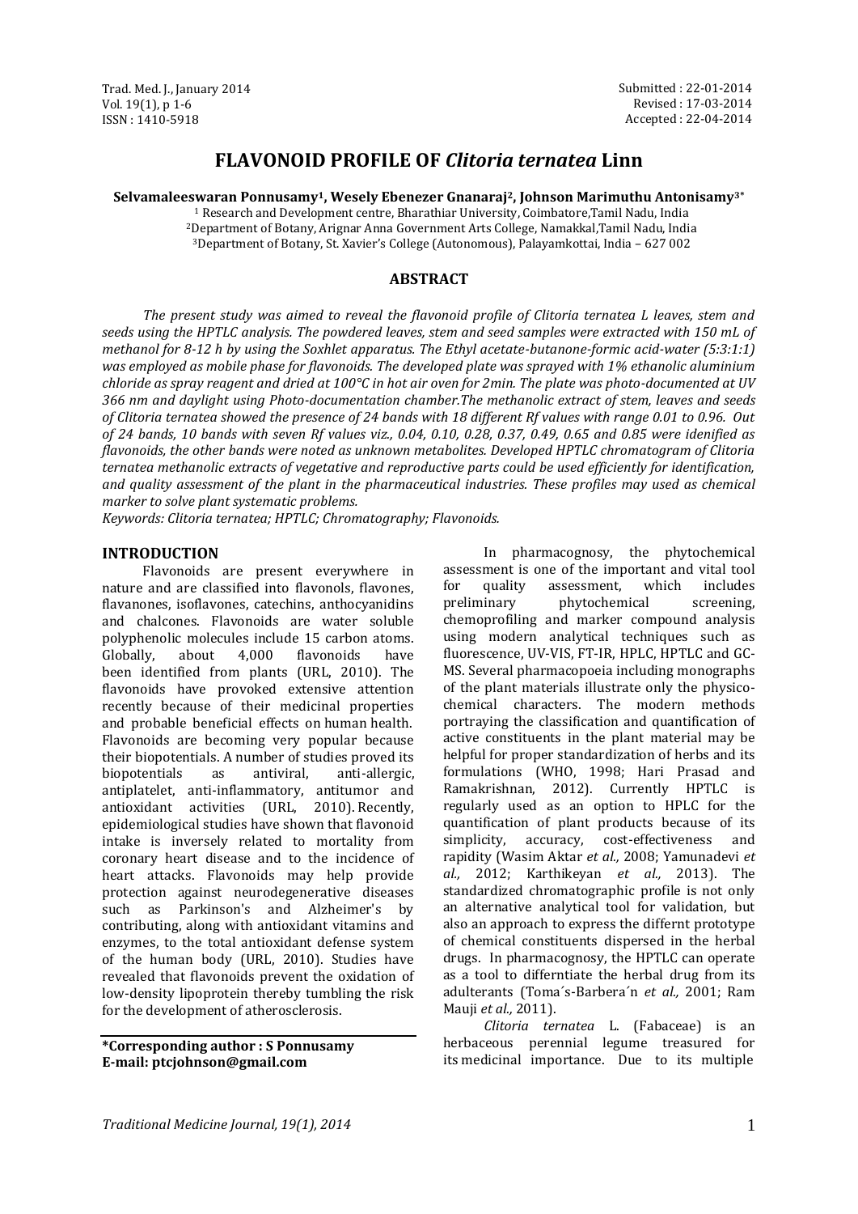Submitted : 22-01-2014
Revised : 17-03-2014
Accepted : 22-04-2014

# FLAVONOID PROFILE OF *Clitoria ternatea* Linn

**Selvamaleeswaran Ponnusamy[1], Wesely Ebenezer Gnanaraj[2], Johnson Marimuthu Antonisamy[3*]**

[1] Research and Development centre, Bharathiar University, Coimbatore,Tamil Nadu, India
[2]Department of Botany, Arignar Anna Government Arts College, Namakkal,Tamil Nadu, India
[3]Department of Botany, St. Xavier's College (Autonomous), Palayamkottai, India – 627 002

## ABSTRACT

*The present study was aimed to reveal the flavonoid profile of Clitoria ternatea L leaves, stem and seeds using the HPTLC analysis. The powdered leaves, stem and seed samples were extracted with 150 mL of methanol for 8-12 h by using the Soxhlet apparatus. The Ethyl acetate-butanone-formic acid-water (5:3:1:1) was employed as mobile phase for flavonoids. The developed plate was sprayed with 1% ethanolic aluminium chloride as spray reagent and dried at 100°C in hot air oven for 2min. The plate was photo-documented at UV 366 nm and daylight using Photo-documentation chamber.The methanolic extract of stem, leaves and seeds of Clitoria ternatea showed the presence of 24 bands with 18 different Rf values with range 0.01 to 0.96. Out of 24 bands, 10 bands with seven Rf values viz., 0.04, 0.10, 0.28, 0.37, 0.49, 0.65 and 0.85 were idenified as flavonoids, the other bands were noted as unknown metabolites. Developed HPTLC chromatogram of Clitoria ternatea methanolic extracts of vegetative and reproductive parts could be used efficiently for identification, and quality assessment of the plant in the pharmaceutical industries. These profiles may used as chemical marker to solve plant systematic problems.*

*Keywords: Clitoria ternatea; HPTLC; Chromatography; Flavonoids.*

## INTRODUCTION

Flavonoids are present everywhere in nature and are classified into flavonols, flavones, flavanones, isoflavones, catechins, anthocyanidins and chalcones. Flavonoids are water soluble polyphenolic molecules include 15 carbon atoms. Globally, about 4,000 flavonoids have been identified from plants (URL, 2010). The flavonoids have provoked extensive attention recently because of their medicinal properties and probable beneficial effects on human health. Flavonoids are becoming very popular because their biopotentials. A number of studies proved its biopotentials as antiviral, anti-allergic, antiplatelet, anti-inflammatory, antitumor and antioxidant activities (URL, 2010). Recently, epidemiological studies have shown that flavonoid intake is inversely related to mortality from coronary heart disease and to the incidence of heart attacks. Flavonoids may help provide protection against neurodegenerative diseases such as Parkinson's and Alzheimer's by contributing, along with antioxidant vitamins and enzymes, to the total antioxidant defense system of the human body (URL, 2010). Studies have revealed that flavonoids prevent the oxidation of low-density lipoprotein thereby tumbling the risk for the development of atherosclerosis.

In pharmacognosy, the phytochemical assessment is one of the important and vital tool for quality assessment, which includes preliminary phytochemical screening, chemoprofiling and marker compound analysis using modern analytical techniques such as fluorescence, UV-VIS, FT-IR, HPLC, HPTLC and GC-MS. Several pharmacopoeia including monographs of the plant materials illustrate only the physico-chemical characters. The modern methods portraying the classification and quantification of active constituents in the plant material may be helpful for proper standardization of herbs and its formulations (WHO, 1998; Hari Prasad and Ramakrishnan, 2012). Currently HPTLC is regularly used as an option to HPLC for the quantification of plant products because of its simplicity, accuracy, cost-effectiveness and rapidity (Wasim Aktar *et al.,* 2008; Yamunadevi *et al.,* 2012; Karthikeyan *et al.,* 2013). The standardized chromatographic profile is not only an alternative analytical tool for validation, but also an approach to express the diffent prototype of chemical constituents dispersed in the herbal drugs. In pharmacognosy, the HPTLC can operate as a tool to differntiate the herbal drug from its adulterants (Toma´s-Barbera´n *et al.,* 2001; Ram Mauji *et al.,* 2011).

*Clitoria ternatea* L. (Fabaceae) is an herbaceous perennial legume treasured for its medicinal importance. Due to its multiple

**\*Corresponding author : S Ponnusamy**
**E-mail: ptcjohnson@gmail.com**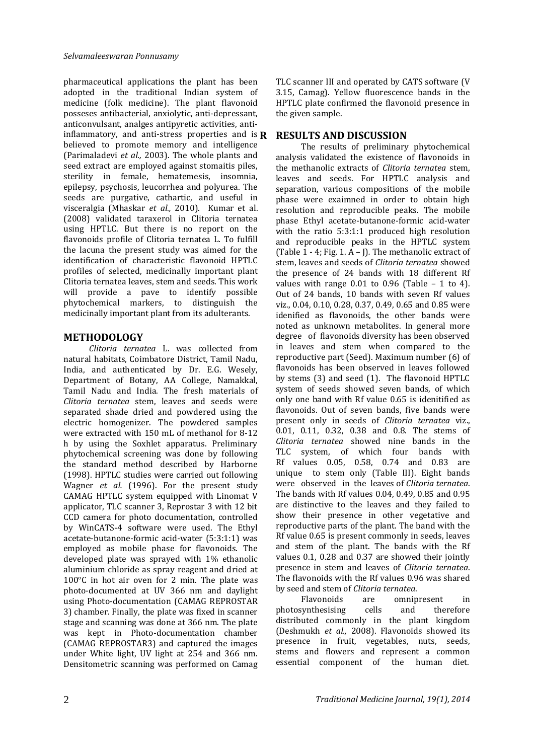pharmaceutical applications the plant has been adopted in the traditional Indian system of medicine (folk medicine). The plant flavonoid posseses antibacterial, anxiolytic, anti-depressant, anticonvulsant, analges antipyretic activities, anti-inflammatory, and anti-stress properties and is believed to promote memory and intelligence (Parimaladevi *et al.,* 2003). The whole plants and seed extract are employed against stomaitis piles, sterility in female, hematemesis, insomnia, epilepsy, psychosis, leucorrhea and polyurea. The seeds are purgative, cathartic, and useful in visceralgia (Mhaskar *et al.,* 2010). Kumar et al. (2008) validated taraxerol in Clitoria ternatea using HPTLC. But there is no report on the flavonoids profile of Clitoria ternatea L. To fulfill the lacuna the present study was aimed for the identification of characteristic flavonoid HPTLC profiles of selected, medicinally important plant Clitoria ternatea leaves, stem and seeds. This work will provide a pave to identify possible phytochemical markers, to distinguish the medicinally important plant from its adulterants.

## METHODOLOGY

*Clitoria ternatea* L. was collected from natural habitats, Coimbatore District, Tamil Nadu, India, and authenticated by Dr. E.G. Wesely, Department of Botany, AA College, Namakkal, Tamil Nadu and India. The fresh materials of *Clitoria ternatea* stem, leaves and seeds were separated shade dried and powdered using the electric homogenizer. The powdered samples were extracted with 150 mL of methanol for 8-12 h by using the Soxhlet apparatus. Preliminary phytochemical screening was done by following the standard method described by Harborne (1998). HPTLC studies were carried out following Wagner *et al.* (1996). For the present study CAMAG HPTLC system equipped with Linomat V applicator, TLC scanner 3, Reprostar 3 with 12 bit CCD camera for photo documentation, controlled by WinCATS-4 software were used. The Ethyl acetate-butanone-formic acid-water (5:3:1:1) was employed as mobile phase for flavonoids. The developed plate was sprayed with 1% ethanolic aluminium chloride as spray reagent and dried at 100°C in hot air oven for 2 min. The plate was photo-documented at UV 366 nm and daylight using Photo-documentation (CAMAG REPROSTAR 3) chamber. Finally, the plate was fixed in scanner stage and scanning was done at 366 nm. The plate was kept in Photo-documentation chamber (CAMAG REPROSTAR3) and captured the images under White light, UV light at 254 and 366 nm. Densitometric scanning was performed on Camag TLC scanner III and operated by CATS software (V 3.15, Camag). Yellow fluorescence bands in the HPTLC plate confirmed the flavonoid presence in the given sample.

## RESULTS AND DISCUSSION

The results of preliminary phytochemical analysis validated the existence of flavonoids in the methanolic extracts of *Clitoria ternatea* stem, leaves and seeds. For HPTLC analysis and separation, various compositions of the mobile phase were exaimned in order to obtain high resolution and reproducible peaks. The mobile phase Ethyl acetate-butanone-formic acid-water with the ratio 5:3:1:1 produced high resolution and reproducible peaks in the HPTLC system (Table 1 - 4; Fig. 1. A – J). The methanolic extract of stem, leaves and seeds of *Clitoria ternatea* showed the presence of 24 bands with 18 different Rf values with range 0.01 to 0.96 (Table – 1 to 4). Out of 24 bands, 10 bands with seven Rf values viz., 0.04, 0.10, 0.28, 0.37, 0.49, 0.65 and 0.85 were idenified as flavonoids, the other bands were noted as unknown metabolites. In general more degree of flavonoids diversity has been observed in leaves and stem when compared to the reproductive part (Seed). Maximum number (6) of flavonoids has been observed in leaves followed by stems (3) and seed (1). The flavonoid HPTLC system of seeds showed seven bands, of which only one band with Rf value 0.65 is idenitified as flavonoids. Out of seven bands, five bands were present only in seeds of *Clitoria ternatea* viz., 0.01, 0.11, 0.32, 0.38 and 0.8. The stems of *Clitoria ternatea* showed nine bands in the TLC system, of which four bands with Rf values 0.05, 0.58, 0.74 and 0.83 are unique to stem only (Table III). Eight bands were observed in the leaves of *Clitoria ternatea*. The bands with Rf values 0.04, 0.49, 0.85 and 0.95 are distinctive to the leaves and they failed to show their presence in other vegetative and reproductive parts of the plant. The band with the Rf value 0.65 is present commonly in seeds, leaves and stem of the plant. The bands with the Rf values 0.1, 0.28 and 0.37 are showed their jointly presence in stem and leaves of *Clitoria ternatea*. The flavonoids with the Rf values 0.96 was shared by seed and stem of *Clitoria ternatea*.

Flavonoids are omnipresent in photosynthesising cells and therefore distributed commonly in the plant kingdom (Deshmukh *et al.,* 2008). Flavonoids showed its presence in fruit, vegetables, nuts, seeds, stems and flowers and represent a common essential component of the human diet.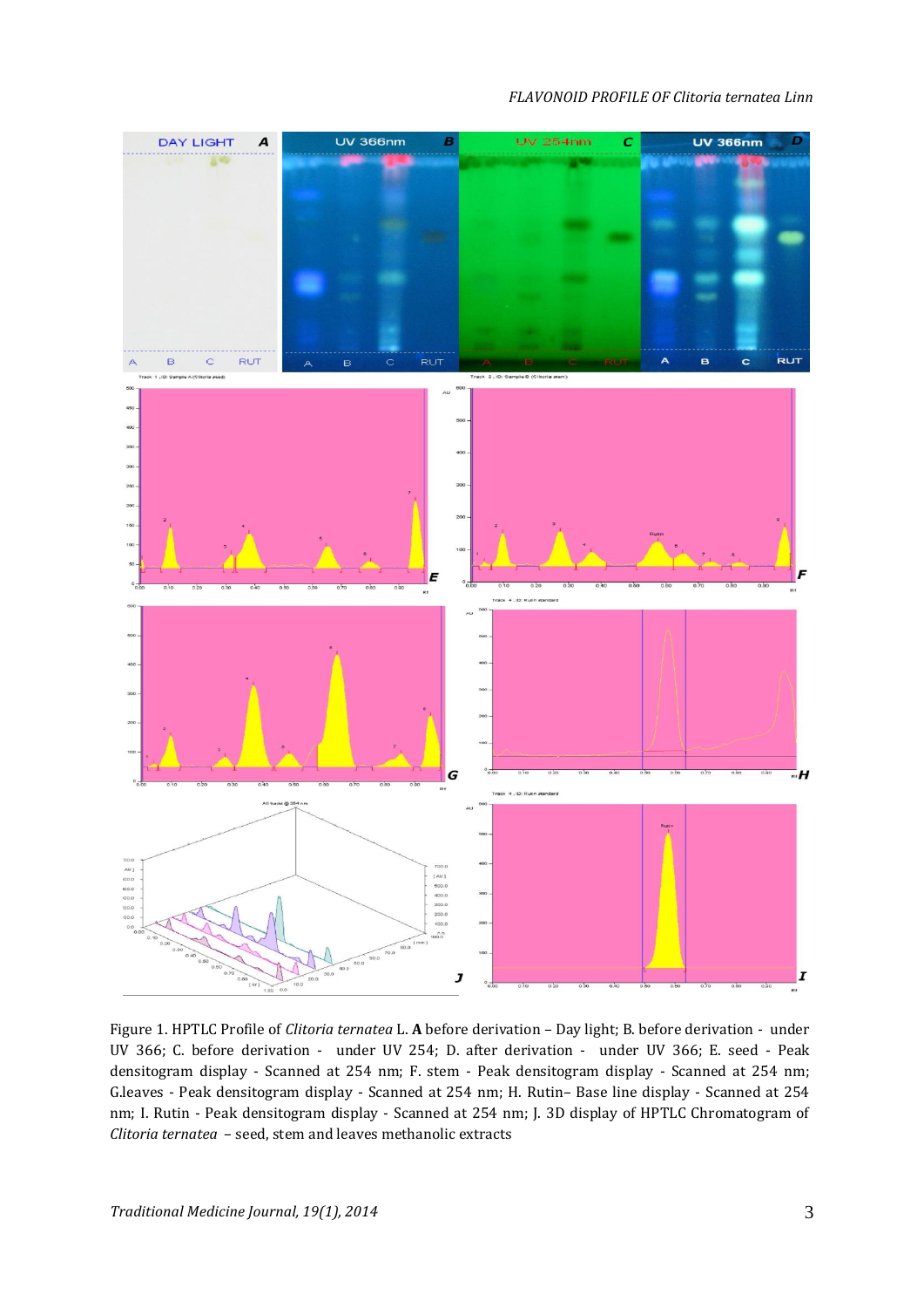Figure 1. HPTLC Profile of *Clitoria ternatea* L. **A** before derivation – Day light; B. before derivation - under UV 366; C. before derivation - under UV 254; D. after derivation - under UV 366; E. seed - Peak densitogram display - Scanned at 254 nm; F. stem - Peak densitogram display - Scanned at 254 nm; G.leaves - Peak densitogram display - Scanned at 254 nm; H. Rutin– Base line display - Scanned at 254 nm; I. Rutin - Peak densitogram display - Scanned at 254 nm; J. 3D display of HPTLC Chromatogram of *Clitoria ternatea* – seed, stem and leaves methanolic extracts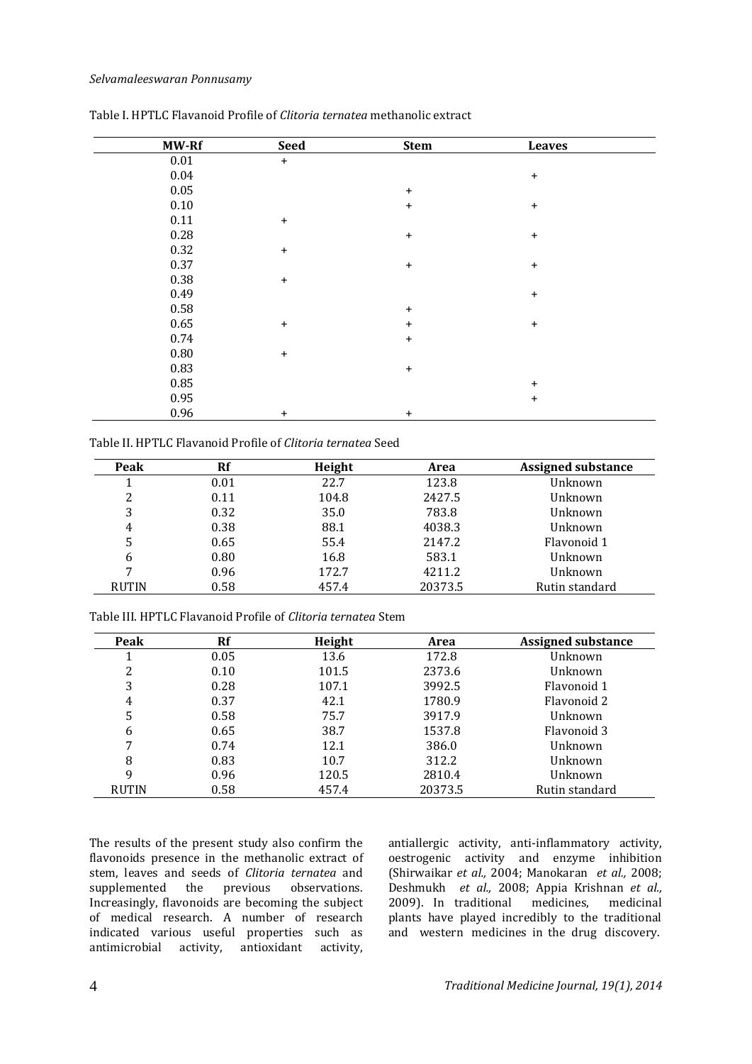Table I. HPTLC Flavanoid Profile of *Clitoria ternatea* methanolic extract

| MW-Rf | Seed | Stem | Leaves |
|---|---|---|---|
| 0.01 | + | | |
| 0.04 | | | + |
| 0.05 | | + | |
| 0.10 | | + | + |
| 0.11 | + | | |
| 0.28 | | + | + |
| 0.32 | + | | |
| 0.37 | | + | + |
| 0.38 | + | | |
| 0.49 | | | + |
| 0.58 | | + | |
| 0.65 | + | + | + |
| 0.74 | | + | |
| 0.80 | + | | |
| 0.83 | | + | |
| 0.85 | | | + |
| 0.95 | | | + |
| 0.96 | + | + | |

Table II. HPTLC Flavanoid Profile of *Clitoria ternatea* Seed

| Peak | Rf | Height | Area | Assigned substance |
|---|---|---|---|---|
| 1 | 0.01 | 22.7 | 123.8 | Unknown |
| 2 | 0.11 | 104.8 | 2427.5 | Unknown |
| 3 | 0.32 | 35.0 | 783.8 | Unknown |
| 4 | 0.38 | 88.1 | 4038.3 | Unknown |
| 5 | 0.65 | 55.4 | 2147.2 | Flavonoid 1 |
| 6 | 0.80 | 16.8 | 583.1 | Unknown |
| 7 | 0.96 | 172.7 | 4211.2 | Unknown |
| RUTIN | 0.58 | 457.4 | 20373.5 | Rutin standard |

Table III. HPTLC Flavanoid Profile of *Clitoria ternatea* Stem

| Peak | Rf | Height | Area | Assigned substance |
|---|---|---|---|---|
| 1 | 0.05 | 13.6 | 172.8 | Unknown |
| 2 | 0.10 | 101.5 | 2373.6 | Unknown |
| 3 | 0.28 | 107.1 | 3992.5 | Flavonoid 1 |
| 4 | 0.37 | 42.1 | 1780.9 | Flavonoid 2 |
| 5 | 0.58 | 75.7 | 3917.9 | Unknown |
| 6 | 0.65 | 38.7 | 1537.8 | Flavonoid 3 |
| 7 | 0.74 | 12.1 | 386.0 | Unknown |
| 8 | 0.83 | 10.7 | 312.2 | Unknown |
| 9 | 0.96 | 120.5 | 2810.4 | Unknown |
| RUTIN | 0.58 | 457.4 | 20373.5 | Rutin standard |

The results of the present study also confirm the flavonoids presence in the methanolic extract of stem, leaves and seeds of *Clitoria ternatea* and supplemented the previous observations. Increasingly, flavonoids are becoming the subject of medical research. A number of research indicated various useful properties such as antimicrobial activity, antioxidant activity, antiallergic activity, anti-inflammatory activity, oestrogenic activity and enzyme inhibition (Shirwaikar *et al.,* 2004; Manokaran *et al.,* 2008; Deshmukh *et al.,* 2008; Appia Krishnan *et al.,* 2009). In traditional medicines, medicinal plants have played incredibly to the traditional and western medicines in the drug discovery.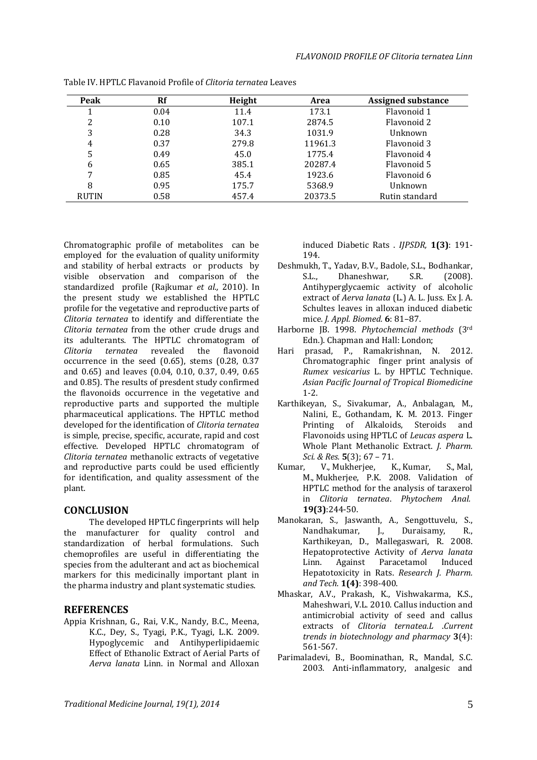Table IV. HPTLC Flavanoid Profile of *Clitoria ternatea* Leaves

| Peak | Rf | Height | Area | Assigned substance |
|---|---|---|---|---|
| 1 | 0.04 | 11.4 | 173.1 | Flavonoid 1 |
| 2 | 0.10 | 107.1 | 2874.5 | Flavonoid 2 |
| 3 | 0.28 | 34.3 | 1031.9 | Unknown |
| 4 | 0.37 | 279.8 | 11961.3 | Flavonoid 3 |
| 5 | 0.49 | 45.0 | 1775.4 | Flavonoid 4 |
| 6 | 0.65 | 385.1 | 20287.4 | Flavonoid 5 |
| 7 | 0.85 | 45.4 | 1923.6 | Flavonoid 6 |
| 8 | 0.95 | 175.7 | 5368.9 | Unknown |
| RUTIN | 0.58 | 457.4 | 20373.5 | Rutin standard |

Chromatographic profile of metabolites can be employed for the evaluation of quality uniformity and stability of herbal extracts or products by visible observation and comparison of the standardized profile (Rajkumar *et al.,* 2010). In the present study we established the HPTLC profile for the vegetative and reproductive parts of *Clitoria ternatea* to identify and differentiate the *Clitoria ternatea* from the other crude drugs and its adulterants. The HPTLC chromatogram of *Clitoria ternatea* revealed the flavonoid occurrence in the seed (0.65), stems (0.28, 0.37 and 0.65) and leaves (0.04, 0.10, 0.37, 0.49, 0.65 and 0.85). The results of presdent study confirmed the flavonoids occurrence in the vegetative and reproductive parts and supported the multiple pharmaceutical applications. The HPTLC method developed for the identification of *Clitoria ternatea* is simple, precise, specific, accurate, rapid and cost effective. Developed HPTLC chromatogram of *Clitoria ternatea* methanolic extracts of vegetative and reproductive parts could be used efficiently for identification, and quality assessment of the plant.

## CONCLUSION

The developed HPTLC fingerprints will help the manufacturer for quality control and standardization of herbal formulations. Such chemoprofiles are useful in differentiating the species from the adulterant and act as biochemical markers for this medicinally important plant in the pharma industry and plant systematic studies.

## REFERENCES

Appia Krishnan, G., Rai, V.K., Nandy, B.C., Meena, K.C., Dey, S., Tyagi, P.K., Tyagi, L.K. 2009. Hypoglycemic and Antihyperlipidaemic Effect of Ethanolic Extract of Aerial Parts of *Aerva lanata* Linn. in Normal and Alloxan induced Diabetic Rats . *IJPSDR,* **1(3)**: 191-194.

Deshmukh, T., Yadav, B.V., Badole, S.L., Bodhankar, S.L., Dhaneshwar, S.R. (2008). Antihyperglycaemic activity of alcoholic extract of *Aerva lanata* (L.) A. L. Juss. Ex J. A. Schultes leaves in alloxan induced diabetic mice. *J. Appl. Biomed.* **6**: 81–87.

Harborne JB. 1998. *Phytochemcial methods* (3rd Edn.). Chapman and Hall: London;

Hari prasad, P., Ramakrishnan, N. 2012. Chromatographic finger print analysis of *Rumex vesicarius* L. by HPTLC Technique. *Asian Pacific Journal of Tropical Biomedicine* 1-2.

Karthikeyan, S., Sivakumar, A., Anbalagan, M., Nalini, E., Gothandam, K. M. 2013. Finger Printing of Alkaloids, Steroids and Flavonoids using HPTLC of *Leucas aspera* L. Whole Plant Methanolic Extract. *J. Pharm. Sci. & Res.* **5**(3); 67 – 71.

Kumar, V., Mukherjee, K., Kumar, S., Mal, M., Mukherjee, P.K. 2008. Validation of HPTLC method for the analysis of taraxerol in *Clitoria ternatea*. *Phytochem Anal.* **19(3)**:244-50.

Manokaran, S., Jaswanth, A., Sengottuvelu, S., Nandhakumar, J., Duraisamy, R., Karthikeyan, D., Mallegaswari, R. 2008. Hepatoprotective Activity of *Aerva lanata* Linn. Against Paracetamol Induced Hepatotoxicity in Rats. *Research J. Pharm. and Tech.* **1(4)**: 398-400.

Mhaskar, A.V., Prakash, K., Vishwakarma, K.S., Maheshwari, V.L. 2010. Callus induction and antimicrobial activity of seed and callus extracts of *Clitoria ternatea.L* .*Current trends in biotechnology and pharmacy* **3**(4): 561-567.

Parimaladevi, B., Boominathan, R., Mandal, S.C. 2003. Anti-inflammatory, analgesic and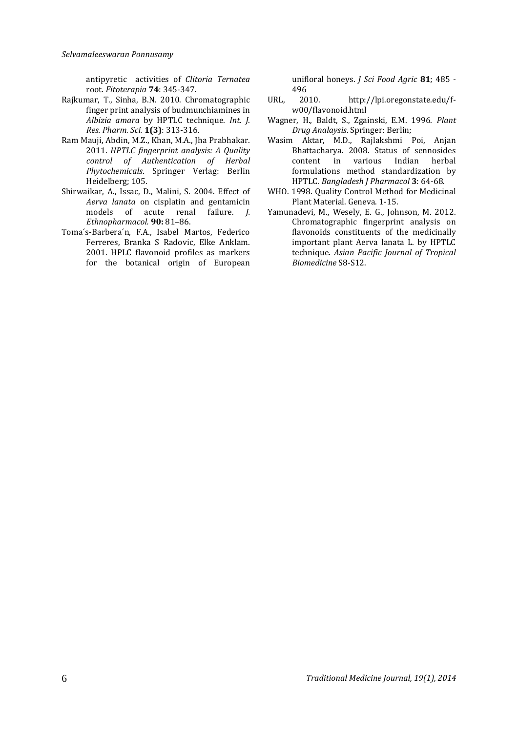antipyretic activities of *Clitoria Ternatea* root. *Fitoterapia* **74**: 345-347.

Rajkumar, T., Sinha, B.N. 2010. Chromatographic finger print analysis of budmunchiamines in *Albizia amara* by HPTLC technique. *Int. J. Res. Pharm. Sci.* **1(3)**: 313-316.

Ram Mauji, Abdin, M.Z., Khan, M.A., Jha Prabhakar. 2011. *HPTLC fingerprint analysis: A Quality control of Authentication of Herbal Phytochemicals*. Springer Verlag: Berlin Heidelberg; 105.

Shirwaikar, A., Issac, D., Malini, S. 2004. Effect of *Aerva lanata* on cisplatin and gentamicin models of acute renal failure. *J. Ethnopharmacol.* **90:** 81–86.

Toma´s-Barbera´n, F.A., Isabel Martos, Federico Ferreres, Branka S Radovic, Elke Anklam. 2001. HPLC flavonoid profiles as markers for the botanical origin of European unifloral honeys. *J Sci Food Agric* **81**; 485 - 496

URL, 2010. http://lpi.oregonstate.edu/f-w00/flavonoid.html

Wagner, H., Baldt, S., Zgainski, E.M. 1996. *Plant Drug Analaysis*. Springer: Berlin;

Wasim Aktar, M.D., Rajlakshmi Poi, Anjan Bhattacharya. 2008. Status of sennosides content in various Indian herbal formulations method standardization by HPTLC. *Bangladesh J Pharmacol* **3**: 64-68.

WHO. 1998. Quality Control Method for Medicinal Plant Material. Geneva. 1-15.

Yamunadevi, M., Wesely, E. G., Johnson, M. 2012. Chromatographic fingerprint analysis on flavonoids constituents of the medicinally important plant Aerva lanata L. by HPTLC technique. *Asian Pacific Journal of Tropical Biomedicine* S8-S12.